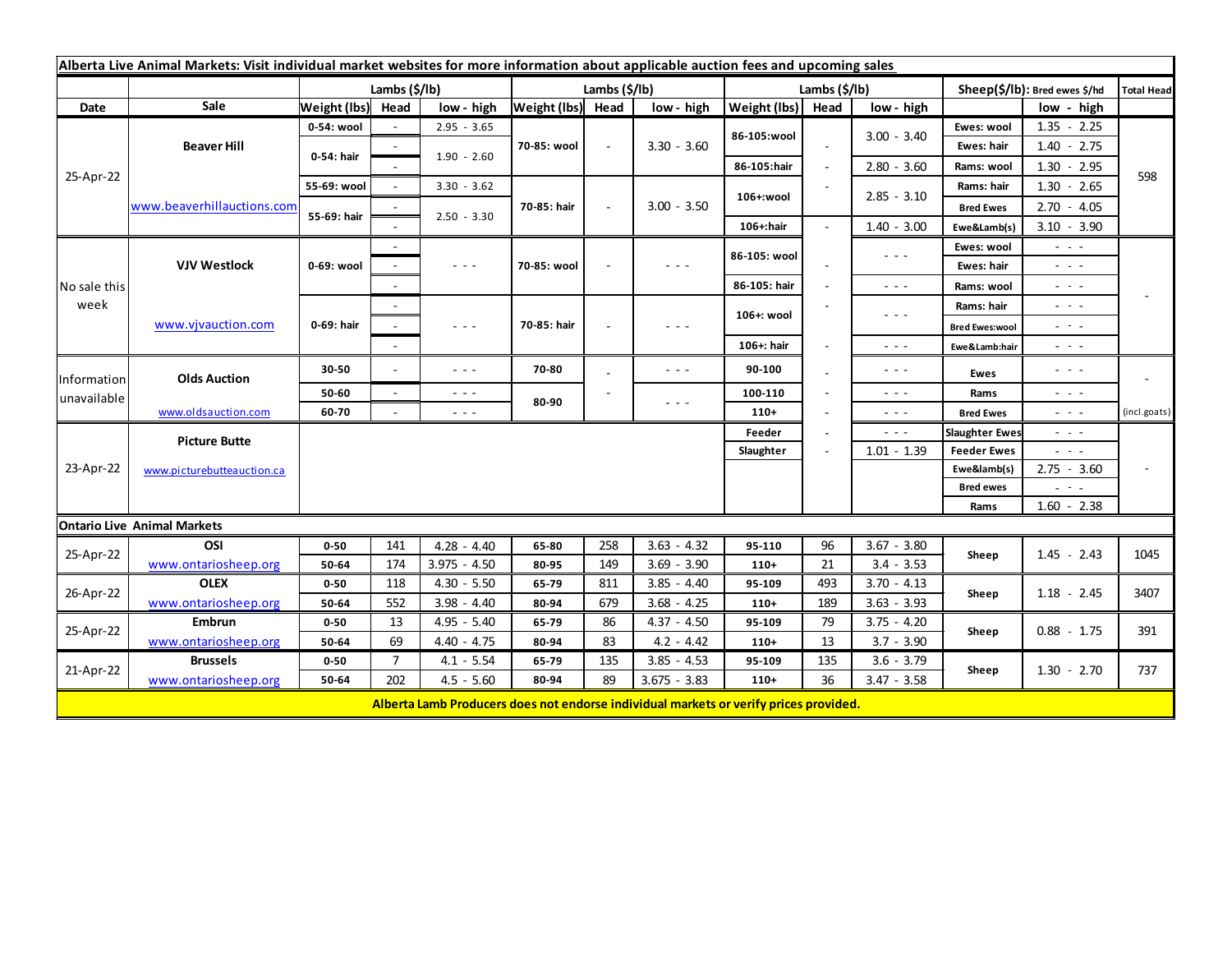**Alberta Live Animal Markets: Visit individual market websites for more information about applicable auction fees and upcoming sales**

| Date | Sale | Lambs ($/lb) Weight (lbs) | Head | low - high | Lambs ($/lb) Weight (lbs) | Head | low - high | Lambs ($/lb) Weight (lbs) | Head | low - high | Sheep($/lb): Bred ewes $/hd | low - high | Total Head |
|---|---|---|---|---|---|---|---|---|---|---|---|---|---|
| 25-Apr-22 | Beaver Hill | 0-54: wool | - | 2.95 - 3.65 | 70-85: wool | - | 3.30 - 3.60 | 86-105:wool | - | 3.00 - 3.40 | Ewes: wool | 1.35 - 2.25 | 598 |
| | | 0-54: hair | - | 1.90 - 2.60 | | | | | | | Ewes: hair | 1.40 - 2.75 | |
| | | | - | | | | | 86-105:hair | - | 2.80 - 3.60 | Rams: wool | 1.30 - 2.95 | |
| | | 55-69: wool | - | 3.30 - 3.62 | 70-85: hair | - | 3.00 - 3.50 | 106+:wool | - | 2.85 - 3.10 | Rams: hair | 1.30 - 2.65 | |
| | www.beaverhillauctions.com | 55-69: hair | - | 2.50 - 3.30 | | | | | | | Bred Ewes | 2.70 - 4.05 | |
| | | | - | | | | | 106+:hair | - | 1.40 - 3.00 | Ewe&Lamb(s) | 3.10 - 3.90 | |
| No sale this week | VJV Westlock | 0-69: wool | - | - - - | 70-85: wool | - | - - - | 86-105: wool | - | - - - | Ewes: wool | - - - | - |
| | | | - | | | | | | | | Ewes: hair | - - - | |
| | | | - | | | | | 86-105: hair | - | - - - | Rams: wool | - - - | |
| | www.vjvauction.com | 0-69: hair | - | - - - | 70-85: hair | - | - - - | 106+: wool | - | - - - | Rams: hair | - - - | |
| | | | - | | | | | | | | Bred Ewes:wool | - - - | |
| | | | - | | | | | 106+: hair | - | - - - | Ewe&Lamb:hair | - - - | |
| Information unavailable | Olds Auction | 30-50 | - | - - - | 70-80 | - | - - - | 90-100 | - | - - - | Ewes | - - - | - |
| | | 50-60 | - | - - - | 80-90 | - | - - - | 100-110 | - | - - - | Rams | - - - | |
| | www.oldsauction.com | 60-70 | - | - - - | | | | 110+ | - | - - - | Bred Ewes | - - - | (incl.goats) |
| 23-Apr-22 | Picture Butte | | | | | | | Feeder | - | - - - | Slaughter Ewes | - - - | - |
| | www.picturebutteauction.ca | | | | | | | Slaughter | - | 1.01 - 1.39 | Feeder Ewes | - - - | |
| | | | | | | | | | | | Ewe&lamb(s) | 2.75 - 3.60 | |
| | | | | | | | | | | | Bred ewes | - - - | |
| | | | | | | | | | | | Rams | 1.60 - 2.38 | |

**Ontario Live Animal Markets**

| Date | Sale | Weight (lbs) | Head | low - high | Weight (lbs) | Head | low - high | Weight (lbs) | Head | low - high | | low - high | Total Head |
|---|---|---|---|---|---|---|---|---|---|---|---|---|---|
| 25-Apr-22 | OSI | 0-50 | 141 | 4.28 - 4.40 | 65-80 | 258 | 3.63 - 4.32 | 95-110 | 96 | 3.67 - 3.80 | Sheep | 1.45 - 2.43 | 1045 |
| | www.ontariosheep.org | 50-64 | 174 | 3.975 - 4.50 | 80-95 | 149 | 3.69 - 3.90 | 110+ | 21 | 3.4 - 3.53 | | | |
| 26-Apr-22 | OLEX | 0-50 | 118 | 4.30 - 5.50 | 65-79 | 811 | 3.85 - 4.40 | 95-109 | 493 | 3.70 - 4.13 | Sheep | 1.18 - 2.45 | 3407 |
| | www.ontariosheep.org | 50-64 | 552 | 3.98 - 4.40 | 80-94 | 679 | 3.68 - 4.25 | 110+ | 189 | 3.63 - 3.93 | | | |
| 25-Apr-22 | Embrun | 0-50 | 13 | 4.95 - 5.40 | 65-79 | 86 | 4.37 - 4.50 | 95-109 | 79 | 3.75 - 4.20 | Sheep | 0.88 - 1.75 | 391 |
| | www.ontariosheep.org | 50-64 | 69 | 4.40 - 4.75 | 80-94 | 83 | 4.2 - 4.42 | 110+ | 13 | 3.7 - 3.90 | | | |
| 21-Apr-22 | Brussels | 0-50 | 7 | 4.1 - 5.54 | 65-79 | 135 | 3.85 - 4.53 | 95-109 | 135 | 3.6 - 3.79 | Sheep | 1.30 - 2.70 | 737 |
| | www.ontariosheep.org | 50-64 | 202 | 4.5 - 5.60 | 80-94 | 89 | 3.675 - 3.83 | 110+ | 36 | 3.47 - 3.58 | | | |

**Alberta Lamb Producers does not endorse individual markets or verify prices provided.**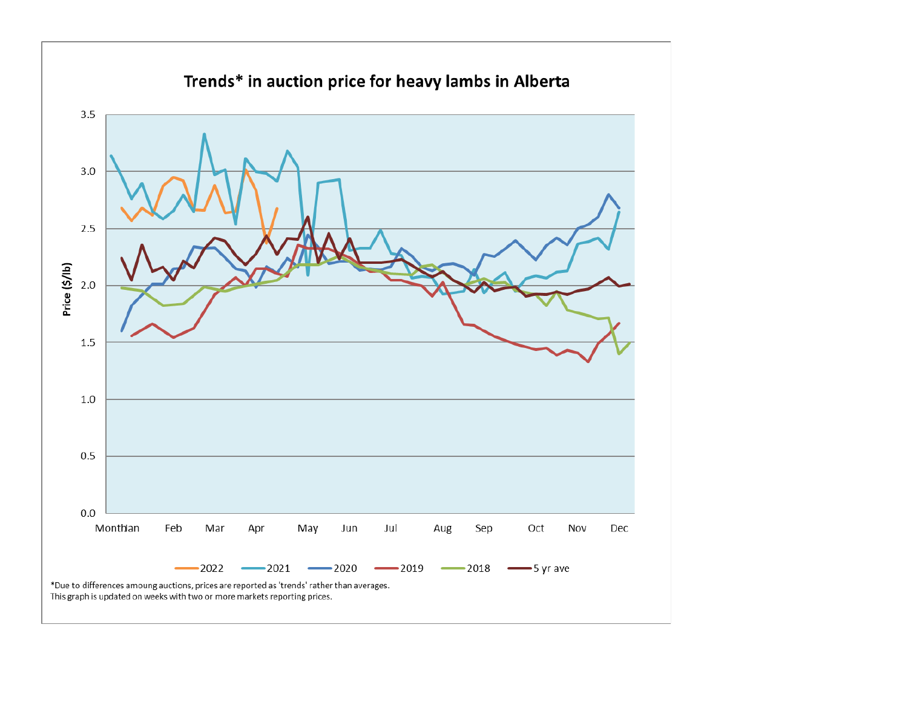## Trends* in auction price for heavy lambs in Alberta

Price ($/lb)

3.5
3.0
2.5
2.0
1.5
1.0
0.5
0.0

Month Jan Feb Mar Apr May Jun Jul Aug Sep Oct Nov Dec

2022 2021 2020 2019 2018 5 yr ave

*Due to differences amoung auctions, prices are reported as 'trends' rather than averages.
This graph is updated on weeks with two or more markets reporting prices.